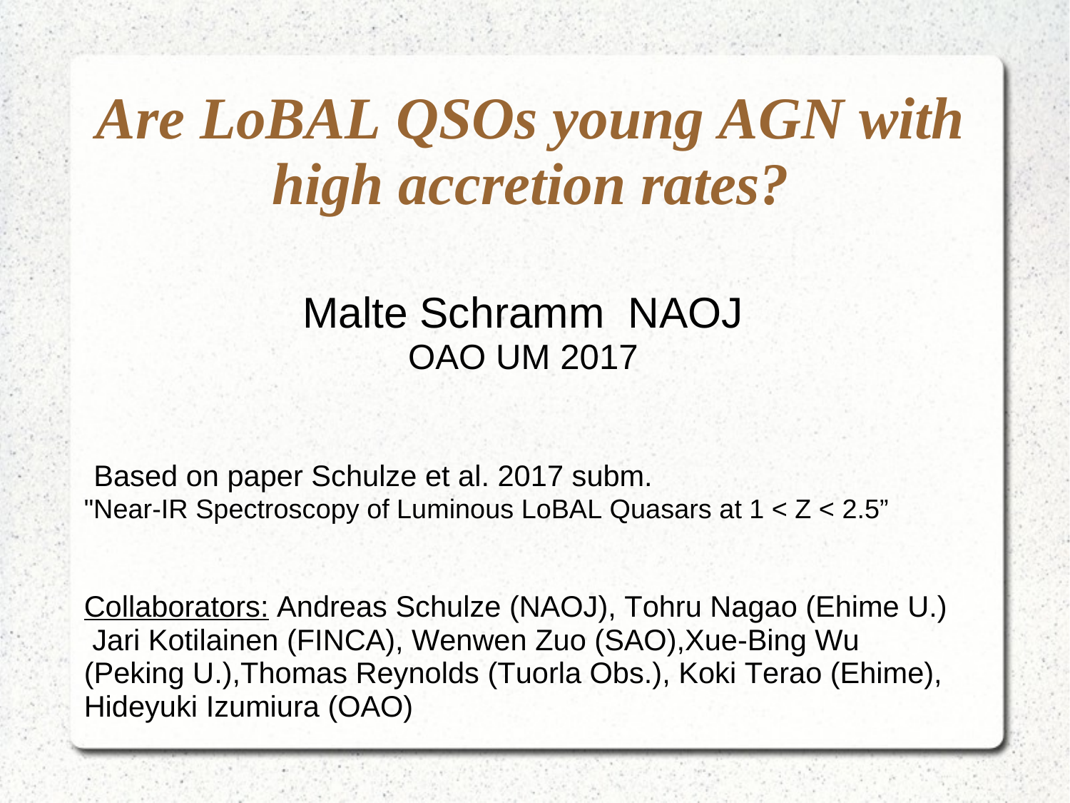# *Are LoBAL QSOs young AGN with high accretion rates?*

Malte Schramm NAOJ

OAO UM 2017

Based on paper Schulze et al. 2017 subm.

"Near-IR Spectroscopy of Luminous LoBAL Quasars at 1 < Z < 2.5"

Collaborators: Andreas Schulze (NAOJ), Tohru Nagao (Ehime U.) Jari Kotilainen (FINCA), Wenwen Zuo (SAO),Xue-Bing Wu (Peking U.),Thomas Reynolds (Tuorla Obs.), Koki Terao (Ehime), Hideyuki Izumiura (OAO)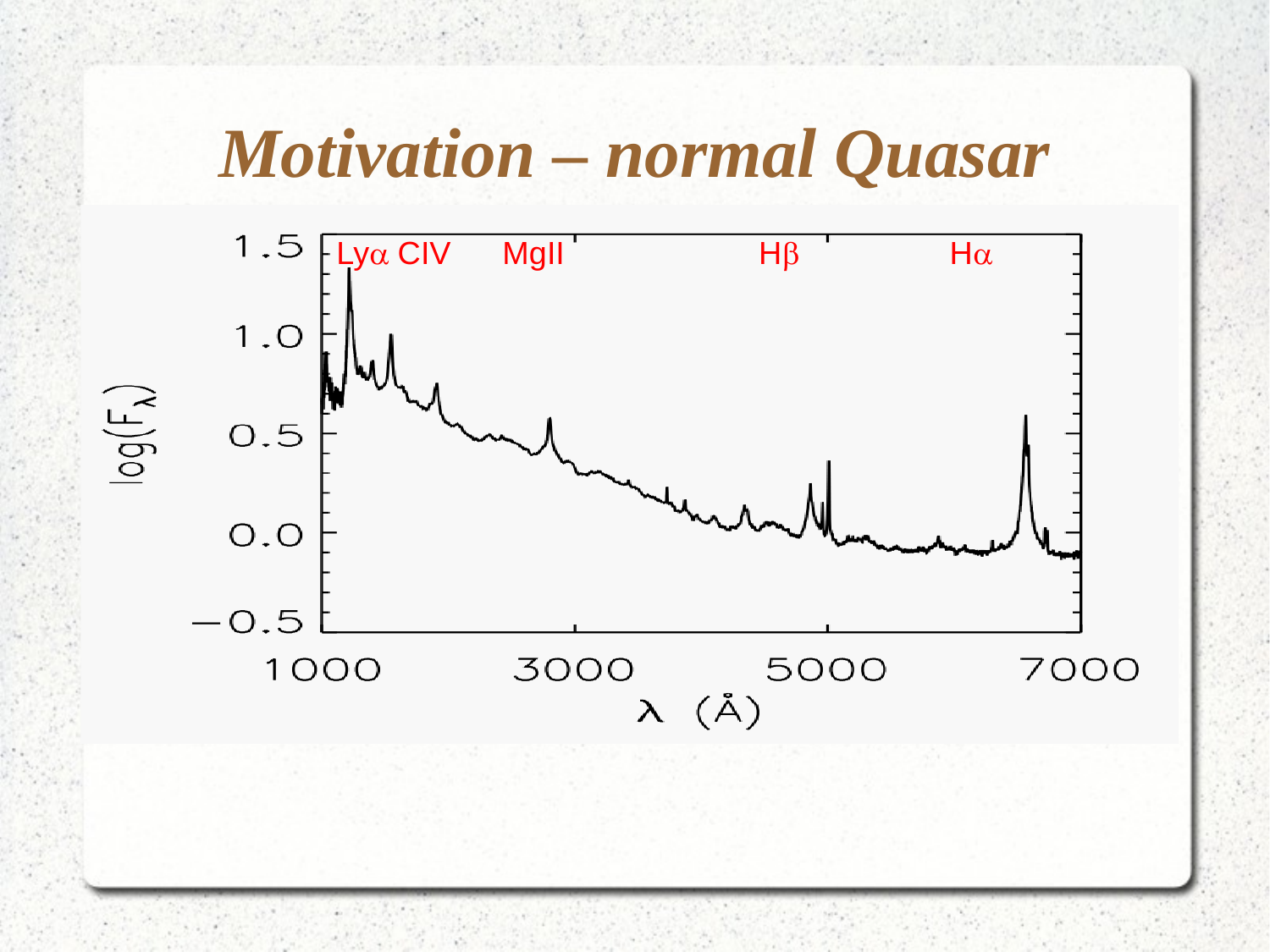# *Motivation – normal Quasar*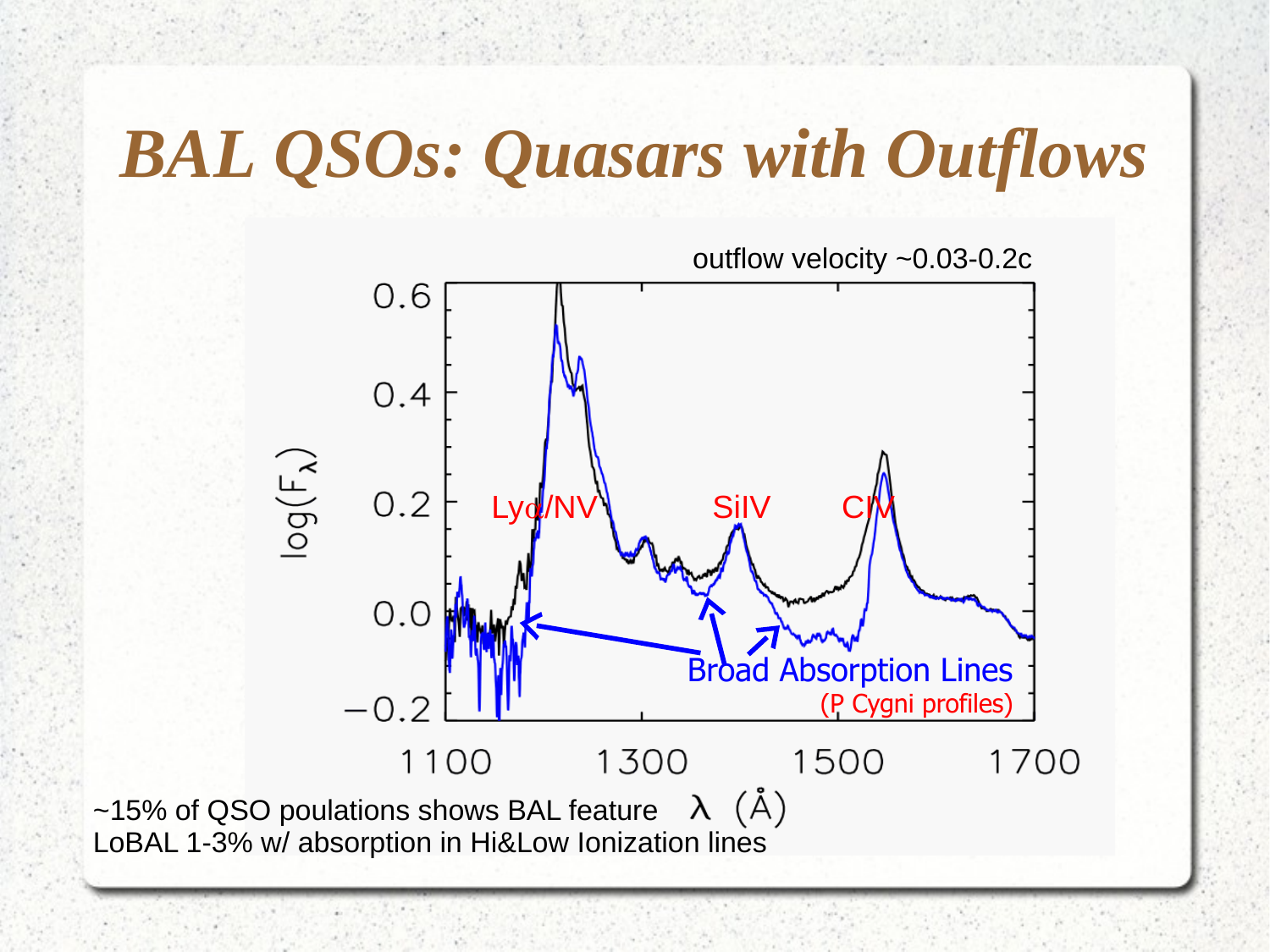# *BAL QSOs: Quasars with Outflows*

outflow velocity ~0.03-0.2c

~15% of QSO poulations shows BAL feature

LoBAL 1-3% w/ absorption in Hi&Low Ionization lines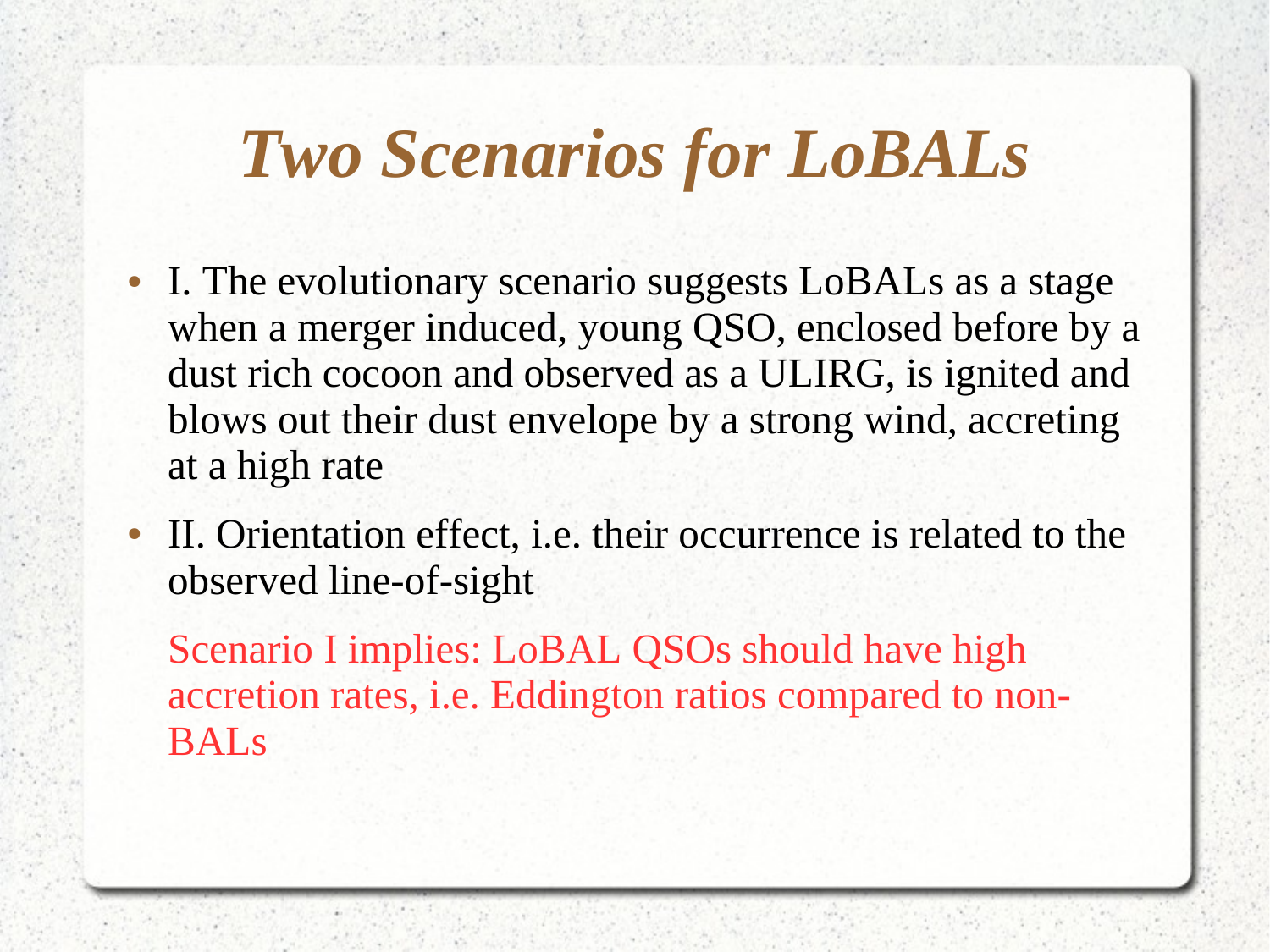# *Two Scenarios for LoBALs*

- I. The evolutionary scenario suggests LoBALs as a stage when a merger induced, young QSO, enclosed before by a dust rich cocoon and observed as a ULIRG, is ignited and blows out their dust envelope by a strong wind, accreting at a high rate
- II. Orientation effect, i.e. their occurrence is related to the observed line-of-sight

Scenario I implies: LoBAL QSOs should have high accretion rates, i.e. Eddington ratios compared to non-BALs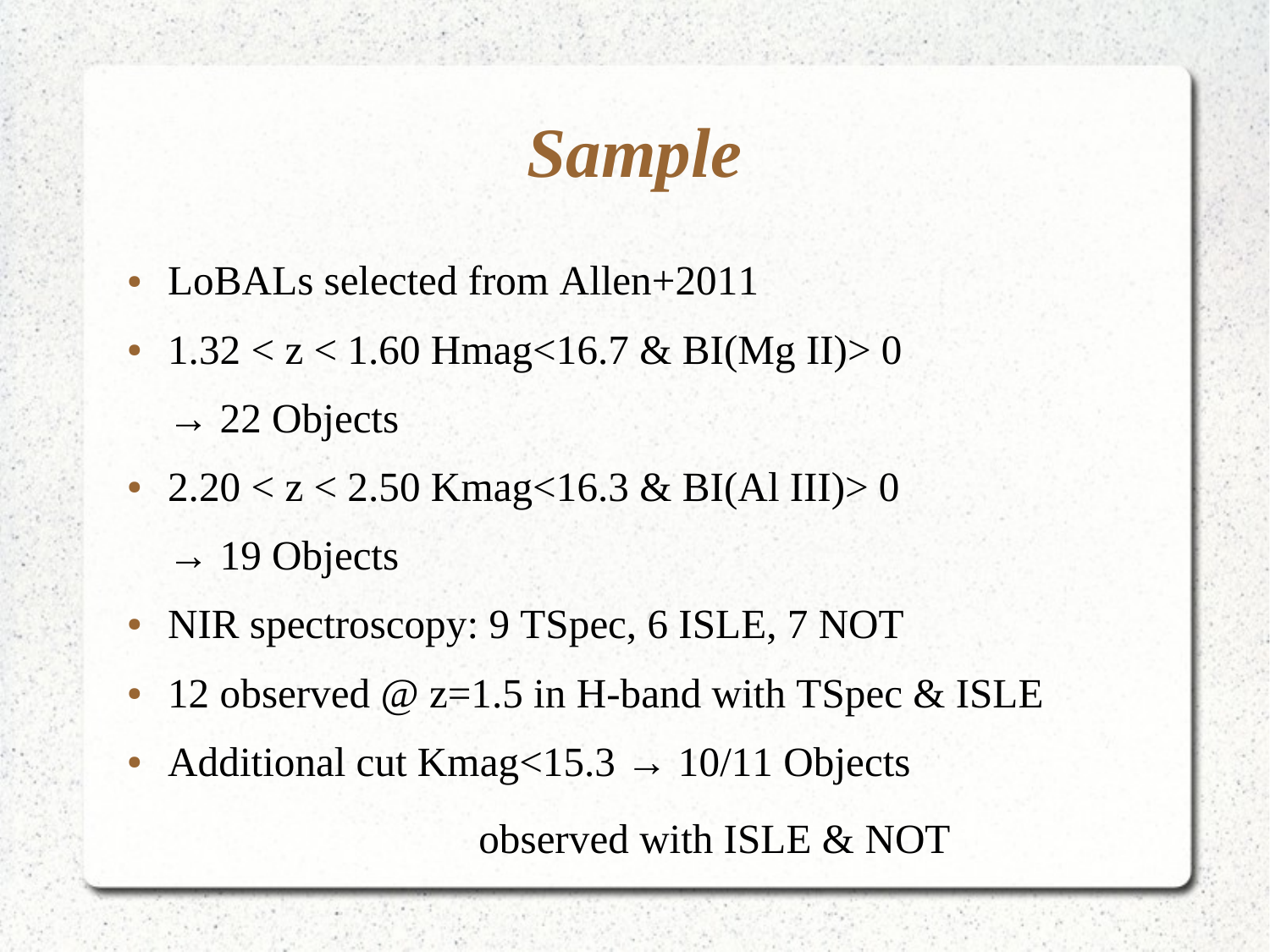# *Sample*

- LoBALs selected from Allen+2011
- $1.32 < z < 1.60$ Hmag<16.7 & BI(Mg II)> 0

  → 22 Objects
- $2.20 < z < 2.50$ Kmag<16.3 & BI(Al III)> 0

  → 19 Objects
- NIR spectroscopy: 9 TSpec, 6 ISLE, 7 NOT
- 12 observed @ z=1.5 in H-band with TSpec & ISLE
- Additional cut Kmag<15.3 → 10/11 Objects

  observed with ISLE & NOT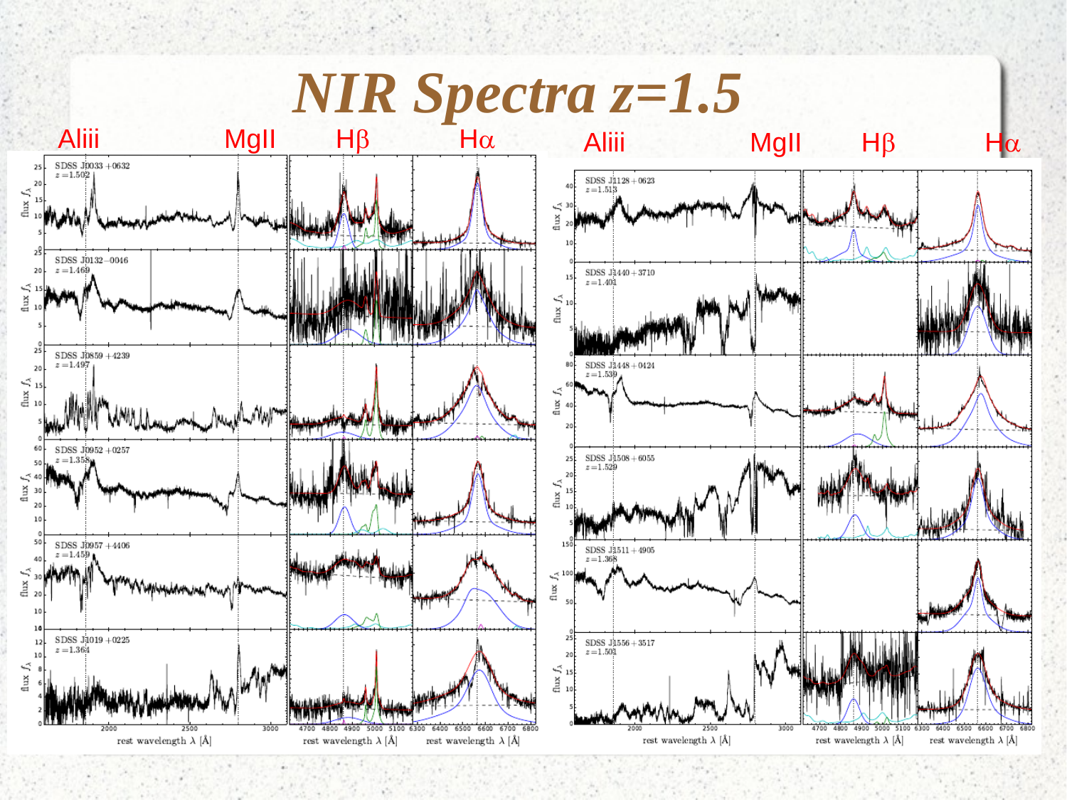# *NIR Spectra z=1.5*

Aliii MgII Hβ Hα

Aliii MgII Hβ Hα

SDSS J0033+0632, $z=1.502$

SDSS J0132−0046, $z=1.469$

SDSS J0859+4239, $z=1.497$

SDSS J0952+0257, $z=1.358$

SDSS J0957+4406, $z=1.459$

SDSS J1019+0225, $z=1.364$

SDSS J1128+0623, $z=1.513$

SDSS J1440+3710, $z=1.401$

SDSS J1448+0424, $z=1.539$

SDSS J1508+6055, $z=1.529$

SDSS J1511+4905, $z=1.368$

SDSS J1556+3517, $z=1.503$

rest wavelength $\lambda$ [Å]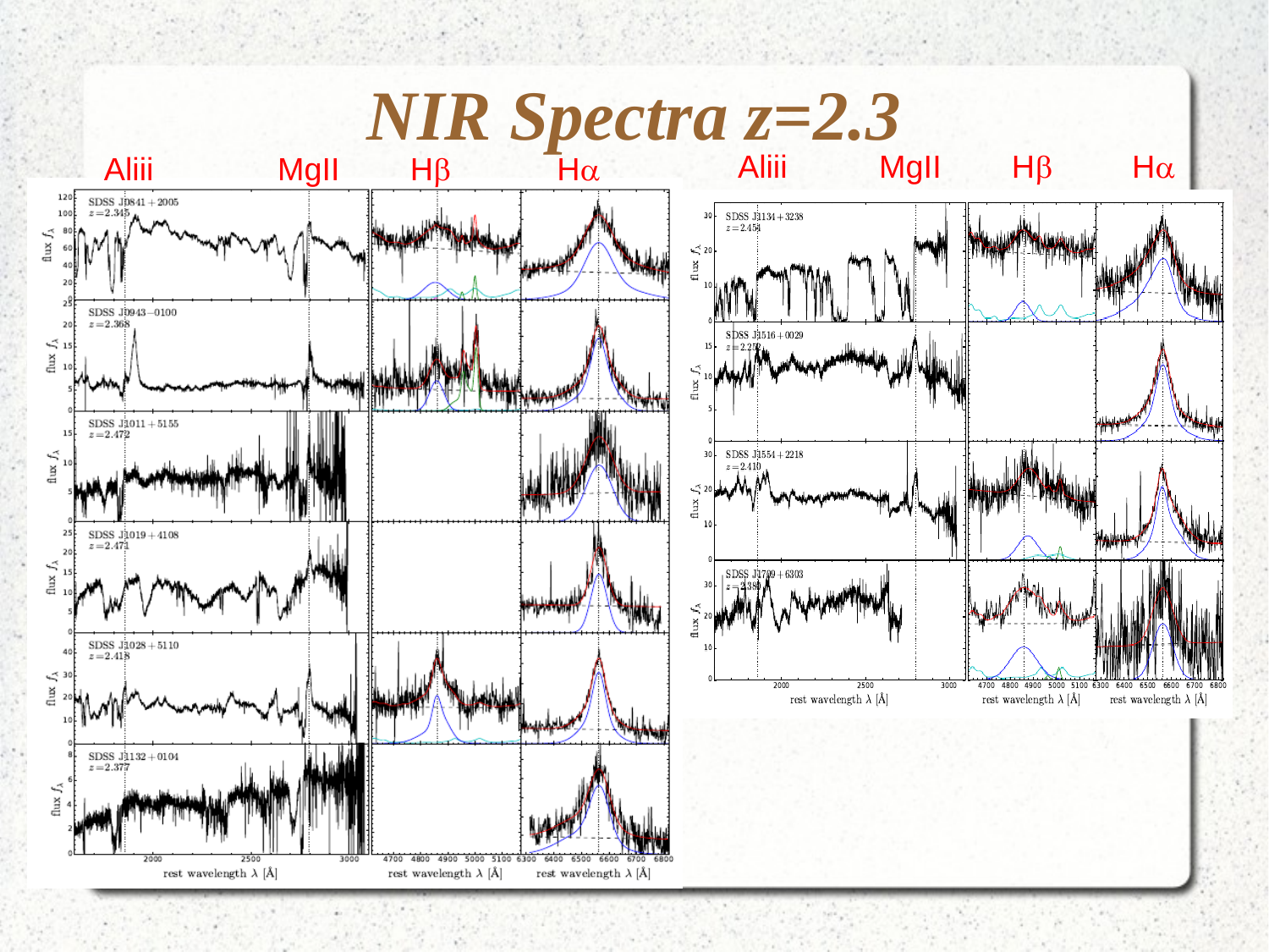# NIR Spectra z=2.3

AlIII MgII Hβ Hα

AlIII MgII Hβ Hα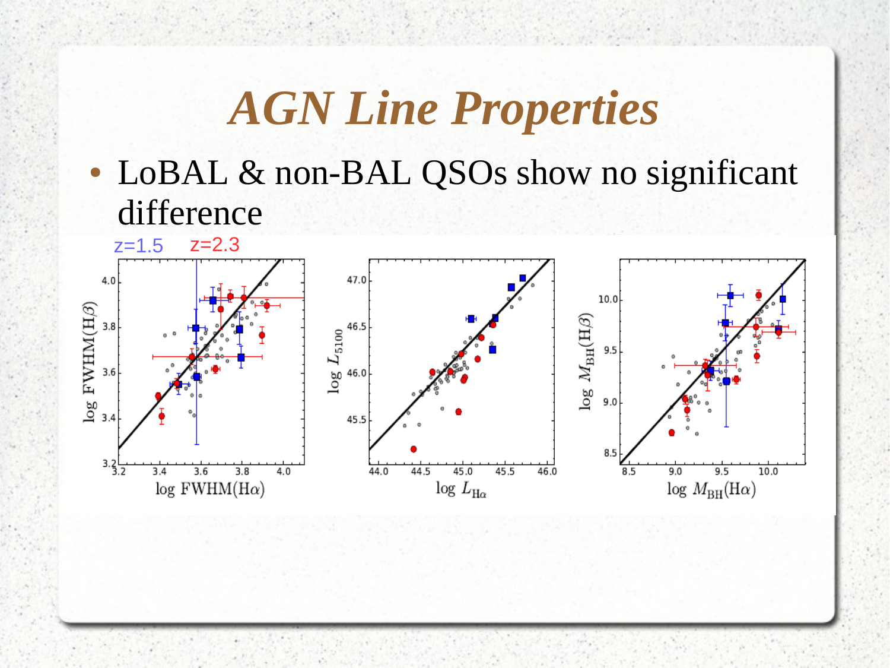# *AGN Line Properties*

- LoBAL & non-BAL QSOs show no significant difference

z=1.5 z=2.3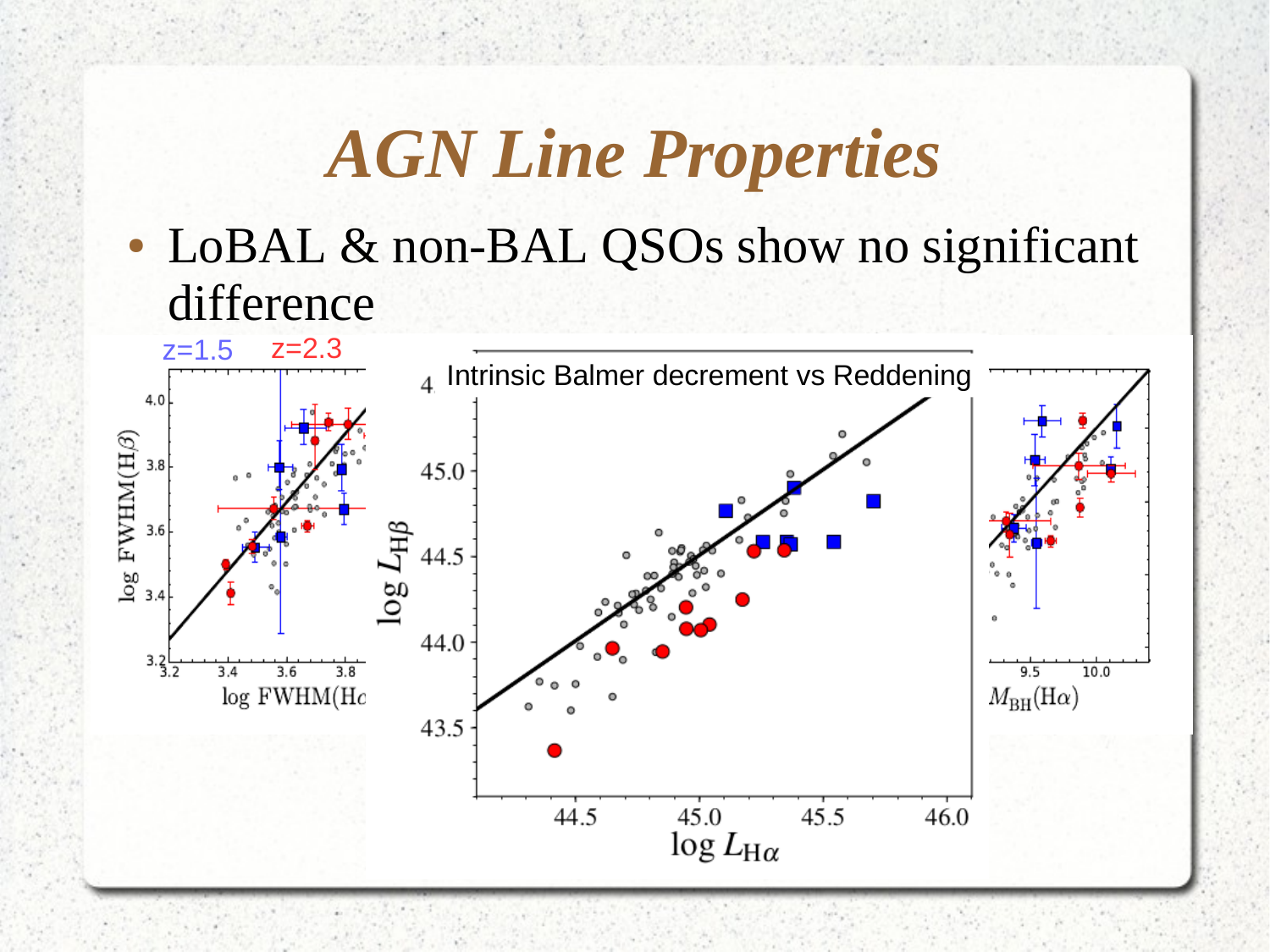# *AGN Line Properties*

- LoBAL & non-BAL QSOs show no significant difference

z=1.5 z=2.3

Intrinsic Balmer decrement vs Reddening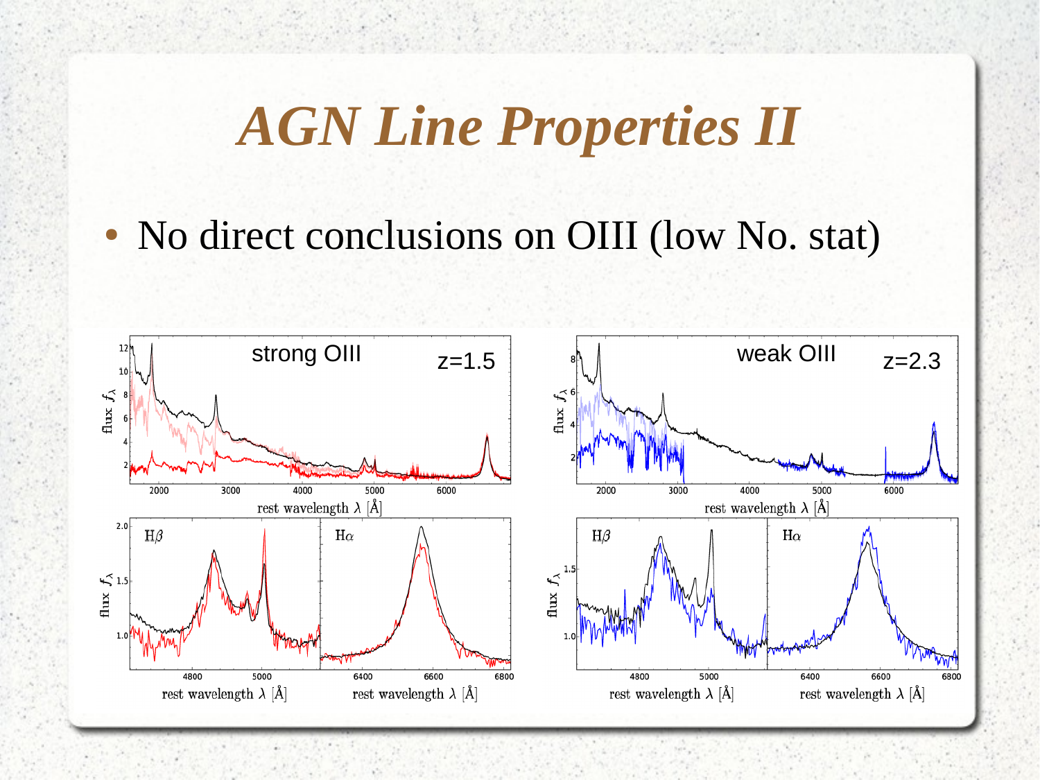# *AGN Line Properties II*

- No direct conclusions on OIII (low No. stat)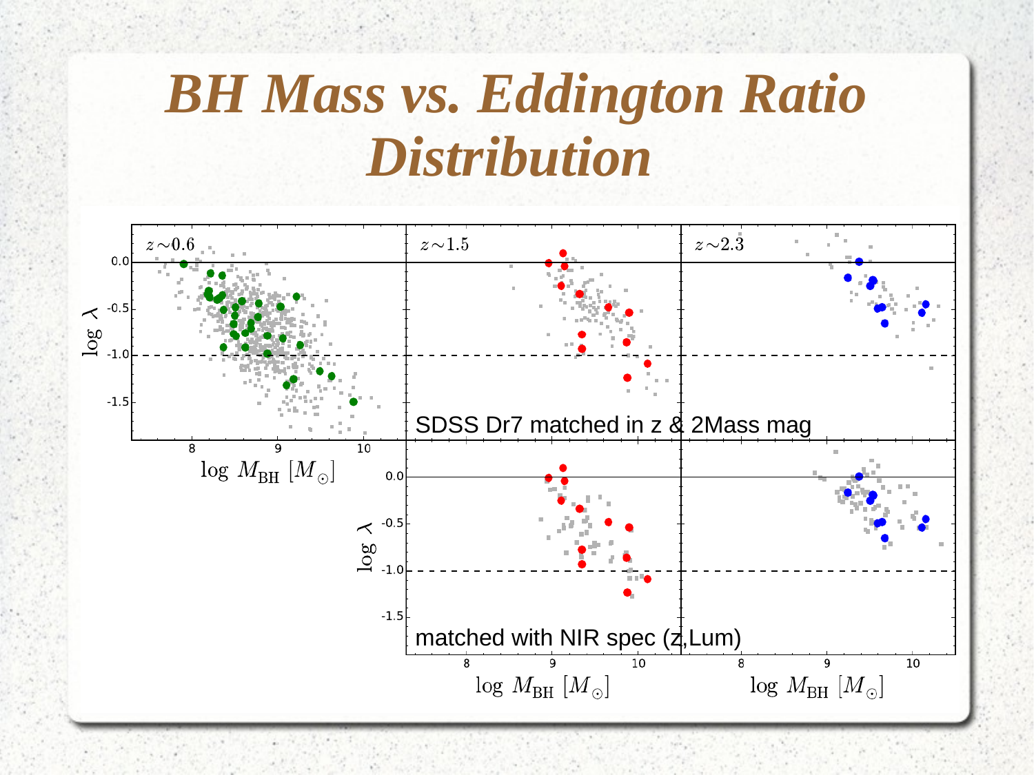# *BH Mass vs. Eddington Ratio Distribution*

$z\sim0.6$

$z\sim1.5$

$z\sim2.3$

SDSS Dr7 matched in z & 2Mass mag

matched with NIR spec (z,Lum)

$\log \lambda$

$\log M_{\rm BH}\ [M_\odot]$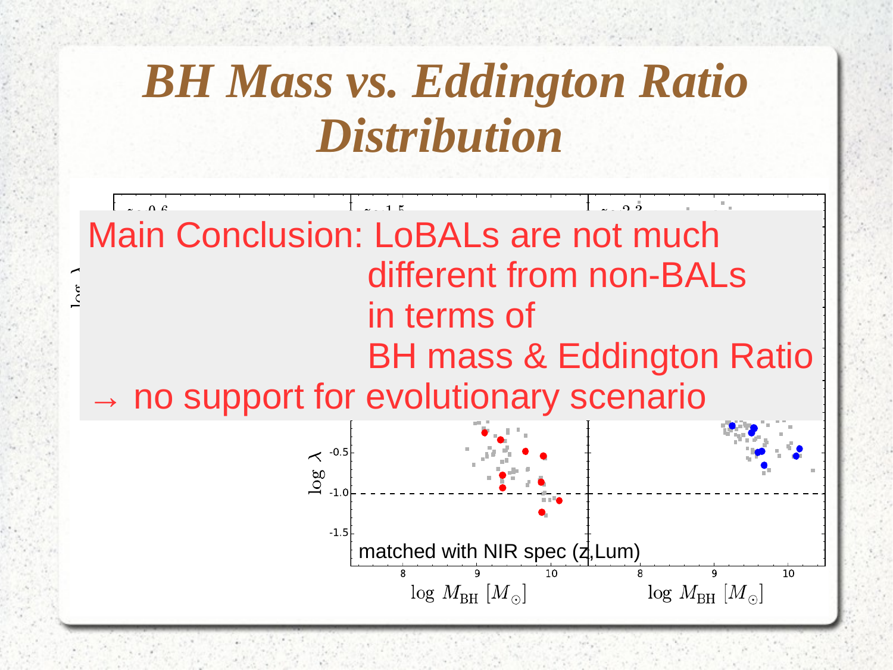# *BH Mass vs. Eddington Ratio Distribution*

Main Conclusion: LoBALs are not much different from non-BALs in terms of BH mass & Eddington Ratio

→ no support for evolutionary scenario

matched with NIR spec (z,Lum)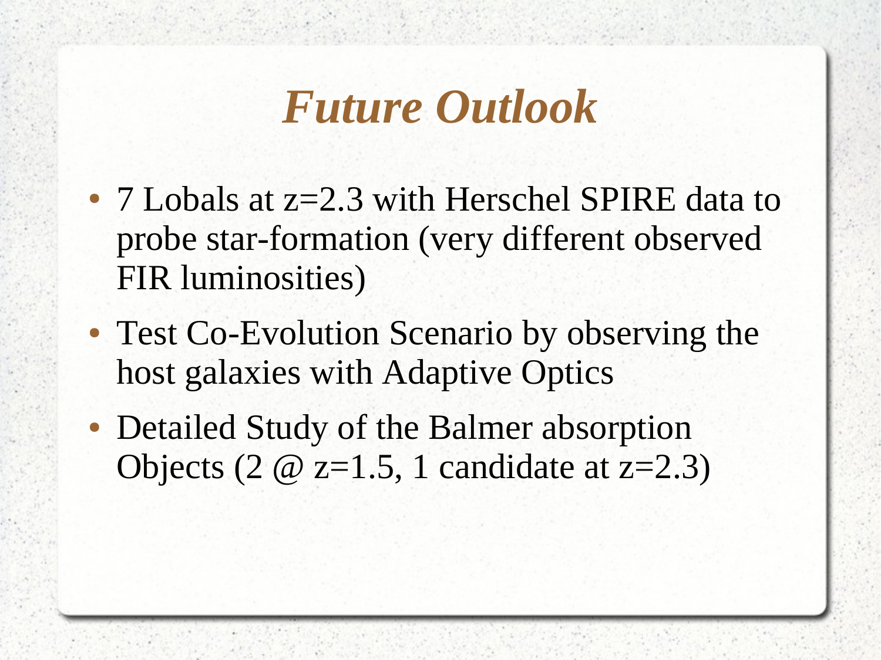# *Future Outlook*

- 7 Lobals at $z=2.3$ with Herschel SPIRE data to probe star-formation (very different observed FIR luminosities)
- Test Co-Evolution Scenario by observing the host galaxies with Adaptive Optics
- Detailed Study of the Balmer absorption Objects (2 @ $z=1.5$, 1 candidate at $z=2.3$)